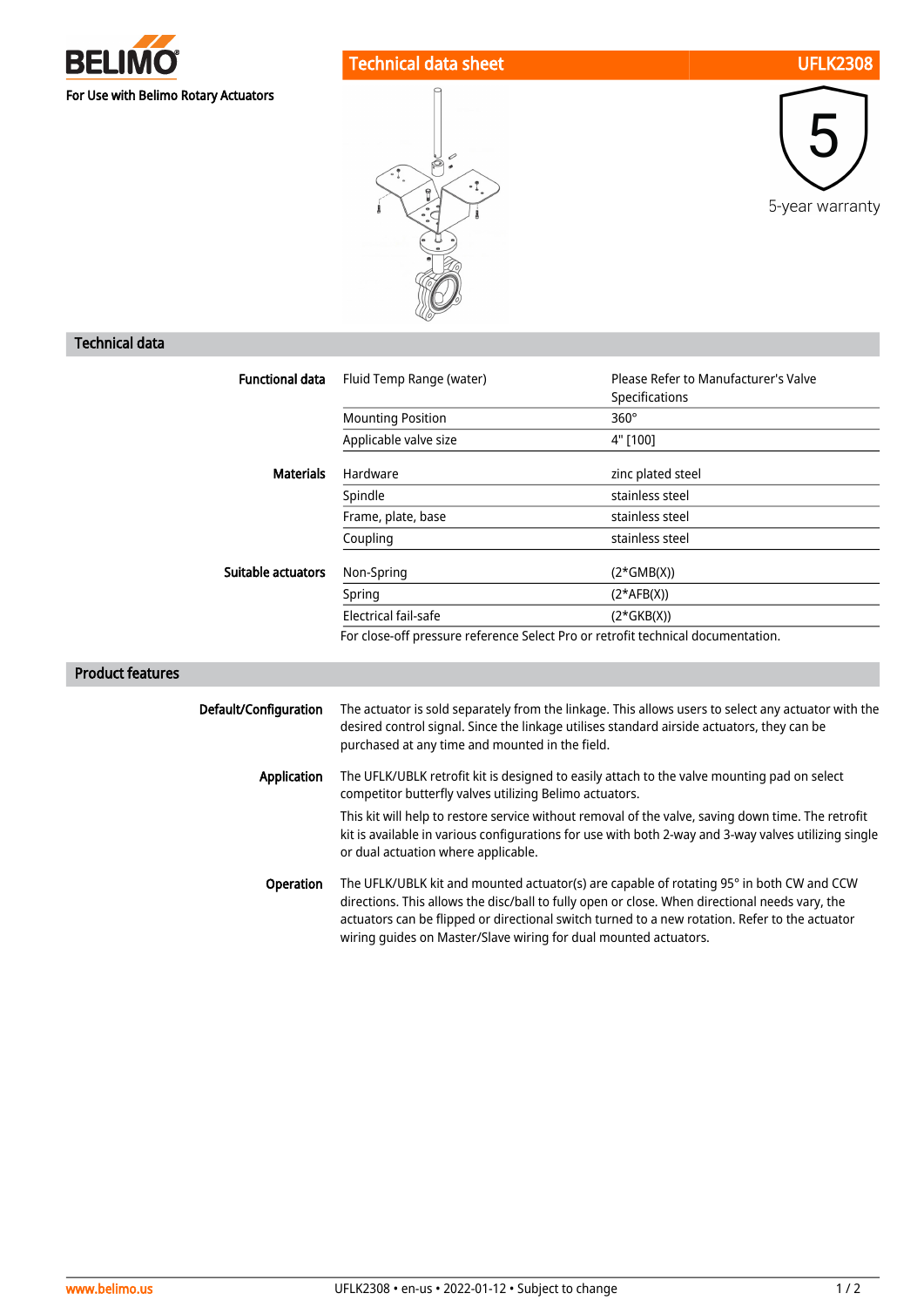BELIMO

For Use with Belimo Rotary Actuators

# Technical data sheet UFLK2308

5

5-year warranty

## Technical data

| | | |
|---|---|---|
| **Functional data** | Fluid Temp Range (water) | Please Refer to Manufacturer's Valve Specifications |
| | Mounting Position | 360° |
| | Applicable valve size | 4" [100] |
| **Materials** | Hardware | zinc plated steel |
| | Spindle | stainless steel |
| | Frame, plate, base | stainless steel |
| | Coupling | stainless steel |
| **Suitable actuators** | Non-Spring | (2*GMB(X)) |
| | Spring | (2*AFB(X)) |
| | Electrical fail-safe | (2*GKB(X)) |
| | For close-off pressure reference Select Pro or retrofit technical documentation. | |

## Product features

**Default/Configuration**

The actuator is sold separately from the linkage. This allows users to select any actuator with the desired control signal. Since the linkage utilises standard airside actuators, they can be purchased at any time and mounted in the field.

**Application**

The UFLK/UBLK retrofit kit is designed to easily attach to the valve mounting pad on select competitor butterfly valves utilizing Belimo actuators.

This kit will help to restore service without removal of the valve, saving down time. The retrofit kit is available in various configurations for use with both 2-way and 3-way valves utilizing single or dual actuation where applicable.

**Operation**

The UFLK/UBLK kit and mounted actuator(s) are capable of rotating 95° in both CW and CCW directions. This allows the disc/ball to fully open or close. When directional needs vary, the actuators can be flipped or directional switch turned to a new rotation. Refer to the actuator wiring guides on Master/Slave wiring for dual mounted actuators.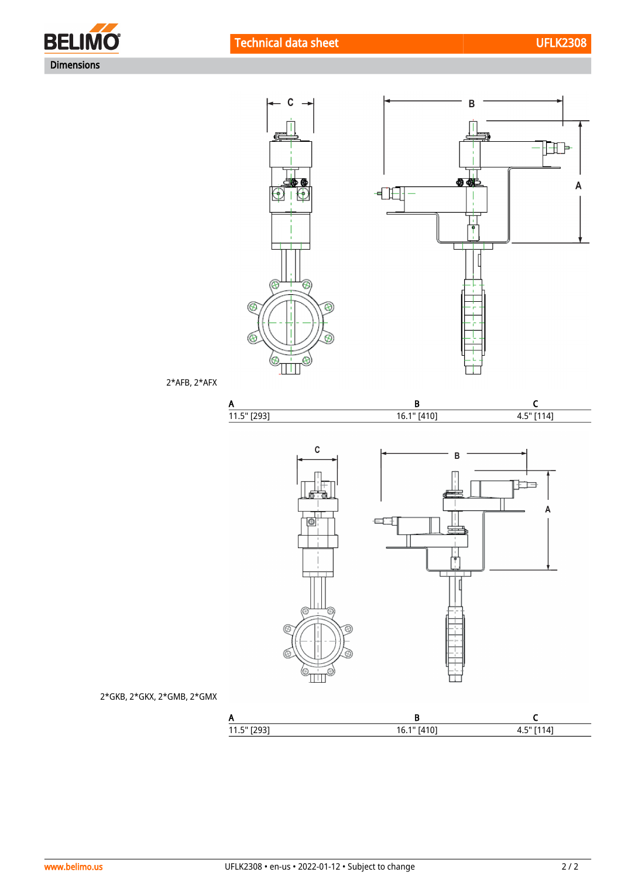## Dimensions

C

B

A

2*AFB, 2*AFX

| A | B | C |
|---|---|---|
| 11.5" [293] | 16.1" [410] | 4.5" [114] |

C

B

A

2*GKB, 2*GKX, 2*GMB, 2*GMX

| A | B | C |
|---|---|---|
| 11.5" [293] | 16.1" [410] | 4.5" [114] |